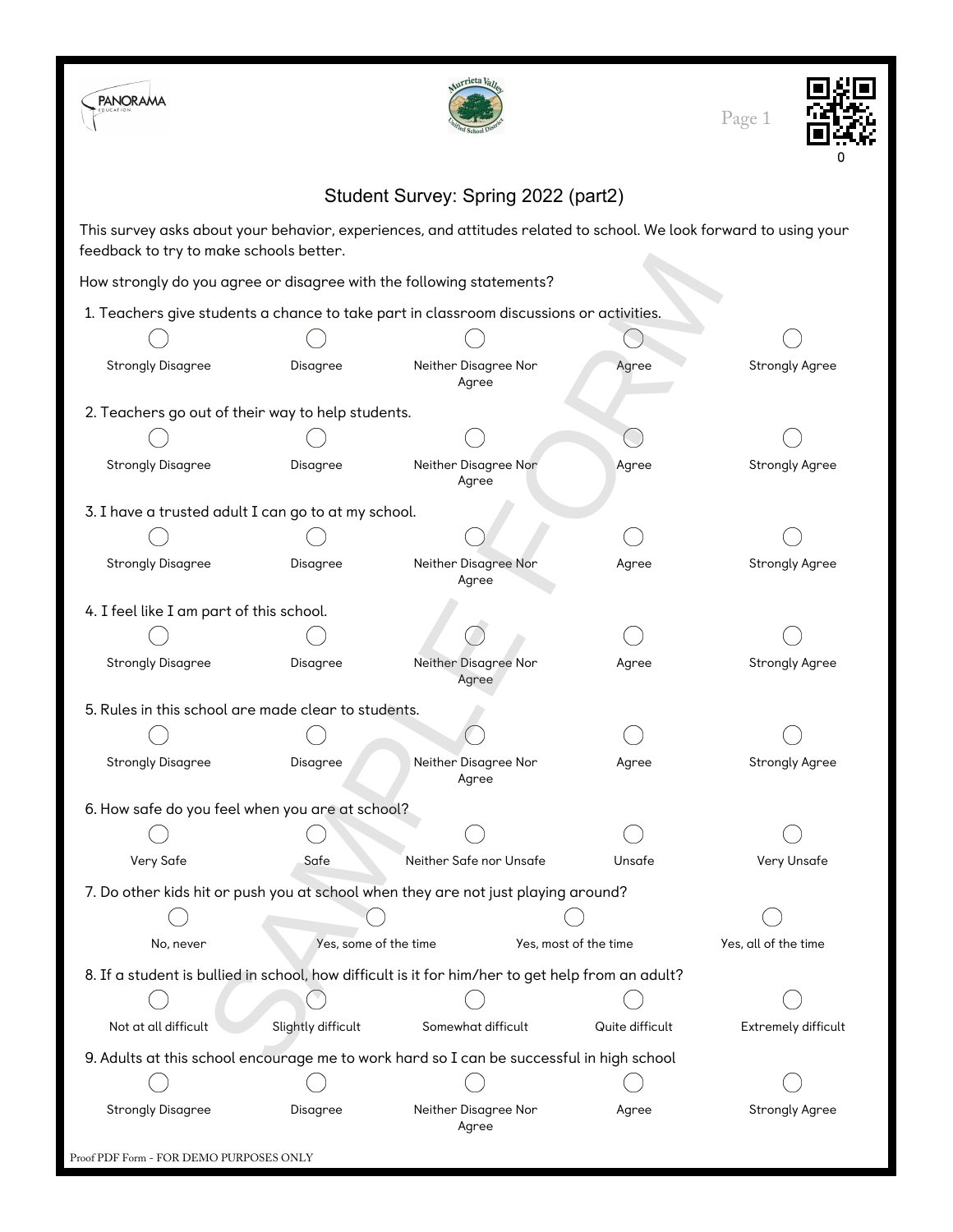# Student Survey: Spring 2022 (part2)

This survey asks about your behavior, experiences, and attitudes related to school. We look forward to using your feedback to try to make schools better.

How strongly do you agree or disagree with the following statements?

1. Teachers give students a chance to take part in classroom discussions or activities.

   ◯ Strongly Disagree ◯ Disagree ◯ Neither Disagree Nor Agree ◯ Agree ◯ Strongly Agree

2. Teachers go out of their way to help students.

   ◯ Strongly Disagree ◯ Disagree ◯ Neither Disagree Nor Agree ◯ Agree ◯ Strongly Agree

3. I have a trusted adult I can go to at my school.

   ◯ Strongly Disagree ◯ Disagree ◯ Neither Disagree Nor Agree ◯ Agree ◯ Strongly Agree

4. I feel like I am part of this school.

   ◯ Strongly Disagree ◯ Disagree ◯ Neither Disagree Nor Agree ◯ Agree ◯ Strongly Agree

5. Rules in this school are made clear to students.

   ◯ Strongly Disagree ◯ Disagree ◯ Neither Disagree Nor Agree ◯ Agree ◯ Strongly Agree

6. How safe do you feel when you are at school?

   ◯ Very Safe ◯ Safe ◯ Neither Safe nor Unsafe ◯ Unsafe ◯ Very Unsafe

7. Do other kids hit or push you at school when they are not just playing around?

   ◯ No, never ◯ Yes, some of the time ◯ Yes, most of the time ◯ Yes, all of the time

8. If a student is bullied in school, how difficult is it for him/her to get help from an adult?

   ◯ Not at all difficult ◯ Slightly difficult ◯ Somewhat difficult ◯ Quite difficult ◯ Extremely difficult

9. Adults at this school encourage me to work hard so I can be successful in high school

   ◯ Strongly Disagree ◯ Disagree ◯ Neither Disagree Nor Agree ◯ Agree ◯ Strongly Agree

Proof PDF Form - FOR DEMO PURPOSES ONLY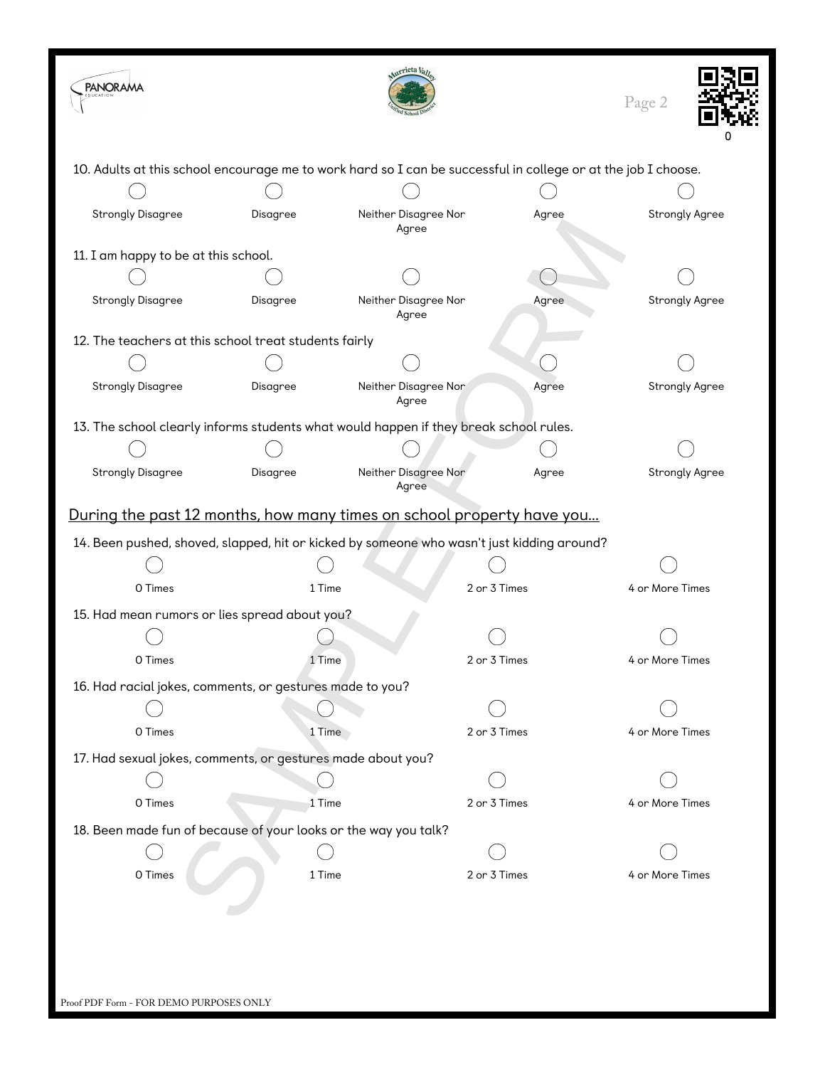10. Adults at this school encourage me to work hard so I can be successful in college or at the job I choose.

| Strongly Disagree | Disagree | Neither Disagree Nor Agree | Agree | Strongly Agree |
| --- | --- | --- | --- | --- |
| ◯ | ◯ | ◯ | ◯ | ◯ |

11. I am happy to be at this school.

| Strongly Disagree | Disagree | Neither Disagree Nor Agree | Agree | Strongly Agree |
| --- | --- | --- | --- | --- |
| ◯ | ◯ | ◯ | ◯ | ◯ |

12. The teachers at this school treat students fairly

| Strongly Disagree | Disagree | Neither Disagree Nor Agree | Agree | Strongly Agree |
| --- | --- | --- | --- | --- |
| ◯ | ◯ | ◯ | ◯ | ◯ |

13. The school clearly informs students what would happen if they break school rules.

| Strongly Disagree | Disagree | Neither Disagree Nor Agree | Agree | Strongly Agree |
| --- | --- | --- | --- | --- |
| ◯ | ◯ | ◯ | ◯ | ◯ |

## During the past 12 months, how many times on school property have you...

14. Been pushed, shoved, slapped, hit or kicked by someone who wasn't just kidding around?

| 0 Times | 1 Time | 2 or 3 Times | 4 or More Times |
| --- | --- | --- | --- |
| ◯ | ◯ | ◯ | ◯ |

15. Had mean rumors or lies spread about you?

| 0 Times | 1 Time | 2 or 3 Times | 4 or More Times |
| --- | --- | --- | --- |
| ◯ | ◯ | ◯ | ◯ |

16. Had racial jokes, comments, or gestures made to you?

| 0 Times | 1 Time | 2 or 3 Times | 4 or More Times |
| --- | --- | --- | --- |
| ◯ | ◯ | ◯ | ◯ |

17. Had sexual jokes, comments, or gestures made about you?

| 0 Times | 1 Time | 2 or 3 Times | 4 or More Times |
| --- | --- | --- | --- |
| ◯ | ◯ | ◯ | ◯ |

18. Been made fun of because of your looks or the way you talk?

| 0 Times | 1 Time | 2 or 3 Times | 4 or More Times |
| --- | --- | --- | --- |
| ◯ | ◯ | ◯ | ◯ |

Proof PDF Form - FOR DEMO PURPOSES ONLY